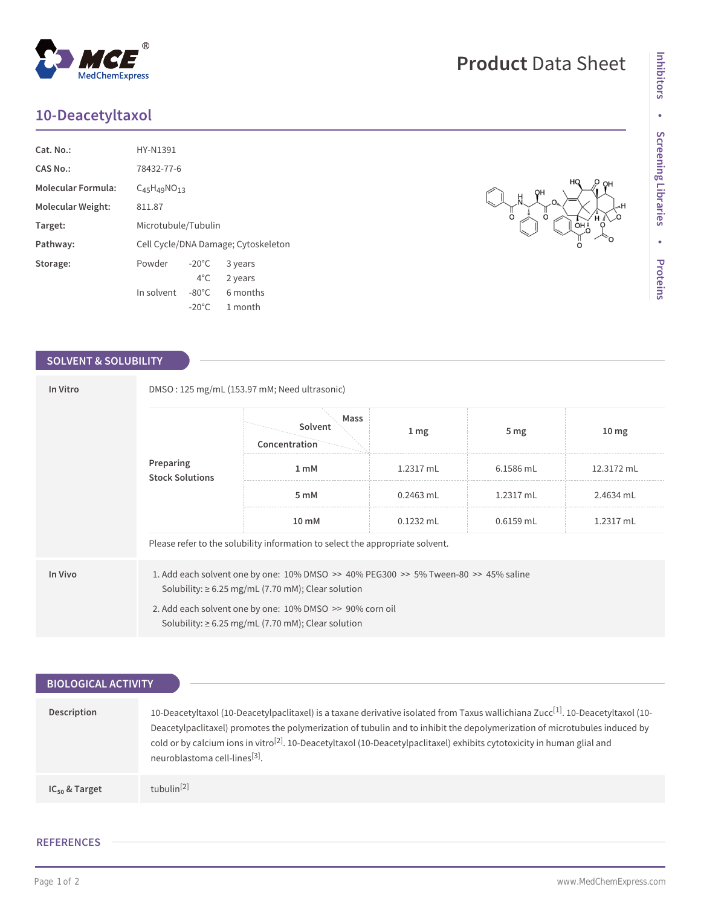# 10-Deacetyltaxol

| | |
|---|---|
| **Cat. No.:** | HY-N1391 |
| **CAS No.:** | 78432-77-6 |
| **Molecular Formula:** | $C_{45}H_{49}NO_{13}$ |
| **Molecular Weight:** | 811.87 |
| **Target:** | Microtubule/Tubulin |
| **Pathway:** | Cell Cycle/DNA Damage; Cytoskeleton |
| **Storage:** | Powder -20°C 3 years; 4°C 2 years; In solvent -80°C 6 months; -20°C 1 month |

## SOLVENT & SOLUBILITY

**In Vitro**

DMSO : 125 mg/mL (153.97 mM; Need ultrasonic)

**Preparing Stock Solutions**

| Solvent Concentration / Mass | 1 mg | 5 mg | 10 mg |
|---|---|---|---|
| 1 mM | 1.2317 mL | 6.1586 mL | 12.3172 mL |
| 5 mM | 0.2463 mL | 1.2317 mL | 2.4634 mL |
| 10 mM | 0.1232 mL | 0.6159 mL | 1.2317 mL |

Please refer to the solubility information to select the appropriate solvent.

**In Vivo**

1. Add each solvent one by one: 10% DMSO >> 40% PEG300 >> 5% Tween-80 >> 45% saline
   Solubility: ≥ 6.25 mg/mL (7.70 mM); Clear solution
2. Add each solvent one by one: 10% DMSO >> 90% corn oil
   Solubility: ≥ 6.25 mg/mL (7.70 mM); Clear solution

## BIOLOGICAL ACTIVITY

**Description**

10-Deacetyltaxol (10-Deacetylpaclitaxel) is a taxane derivative isolated from Taxus wallichiana Zucc[1]. 10-Deacetyltaxol (10-Deacetylpaclitaxel) promotes the polymerization of tubulin and to inhibit the depolymerization of microtubules induced by cold or by calcium ions in vitro[2]. 10-Deacetyltaxol (10-Deacetylpaclitaxel) exhibits cytotoxicity in human glial and neuroblastoma cell-lines[3].

**$IC_{50}$ & Target**

tubulin[2]

## REFERENCES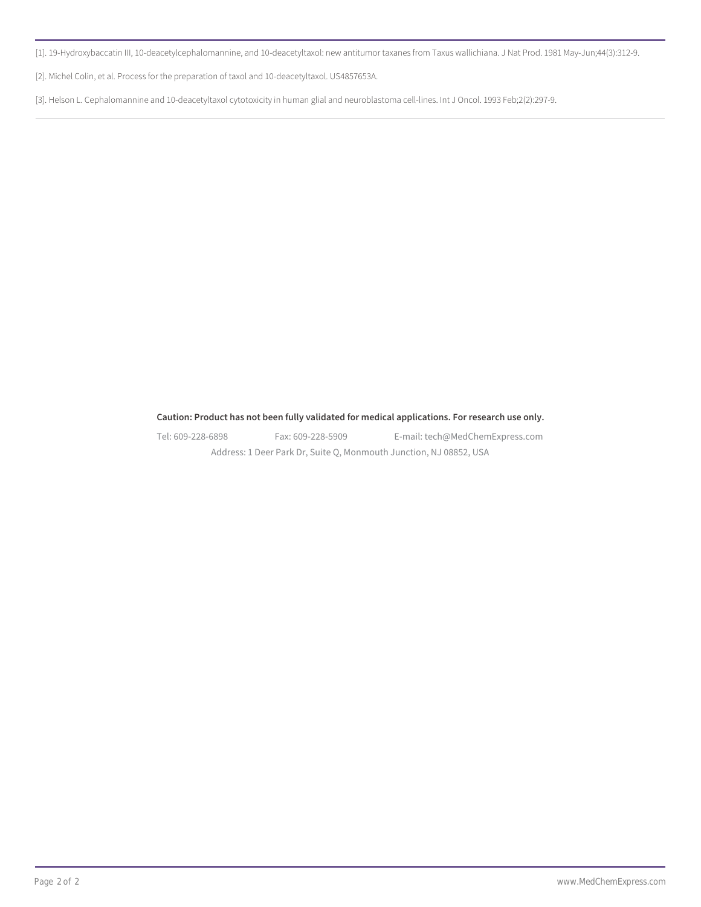[1]. 19-Hydroxybaccatin III, 10-deacetylcephalomannine, and 10-deacetyltaxol: new antitumor taxanes from Taxus wallichiana. J Nat Prod. 1981 May-Jun;44(3):312-9.

[2]. Michel Colin, et al. Process for the preparation of taxol and 10-deacetyltaxol. US4857653A.

[3]. Helson L. Cephalomannine and 10-deacetyltaxol cytotoxicity in human glial and neuroblastoma cell-lines. Int J Oncol. 1993 Feb;2(2):297-9.

**Caution: Product has not been fully validated for medical applications. For research use only.**

Tel: 609-228-6898 Fax: 609-228-5909 E-mail: tech@MedChemExpress.com

Address: 1 Deer Park Dr, Suite Q, Monmouth Junction, NJ 08852, USA